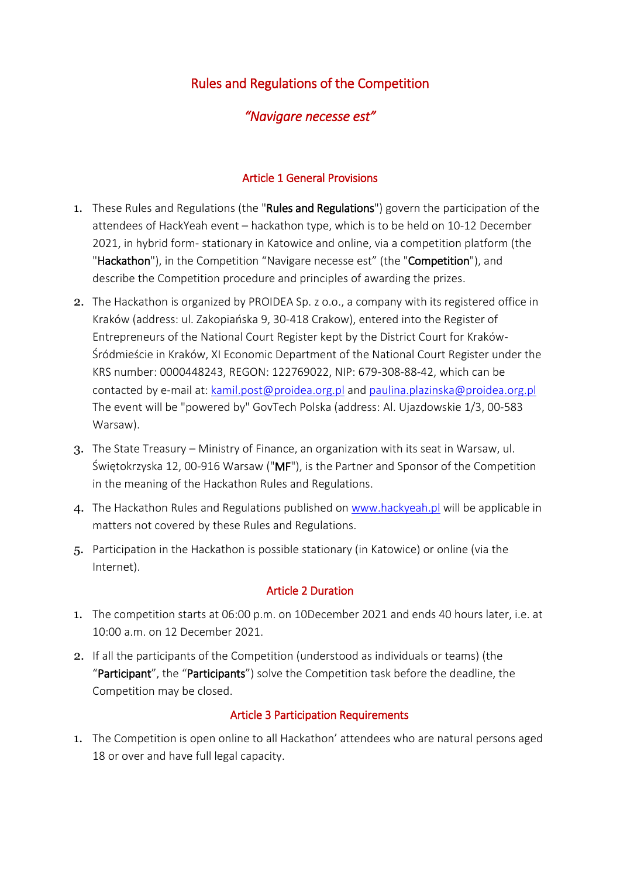# Rules and Regulations of the Competition

## *"Navigare necesse est"*

### Article 1 General Provisions

1. These Rules and Regulations (the "**Rules and Regulations**") govern the participation of the attendees of HackYeah event – hackathon type, which is to be held on 10-12 December 2021, in hybrid form- stationary in Katowice and online, via a competition platform (the "**Hackathon**"), in the Competition "Navigare necesse est" (the "**Competition**"), and describe the Competition procedure and principles of awarding the prizes.
2. The Hackathon is organized by PROIDEA Sp. z o.o., a company with its registered office in Kraków (address: ul. Zakopiańska 9, 30-418 Crakow), entered into the Register of Entrepreneurs of the National Court Register kept by the District Court for Kraków-Śródmieście in Kraków, XI Economic Department of the National Court Register under the KRS number: 0000448243, REGON: 122769022, NIP: 679-308-88-42, which can be contacted by e-mail at: kamil.post@proidea.org.pl and paulina.plazinska@proidea.org.pl The event will be "powered by" GovTech Polska (address: Al. Ujazdowskie 1/3, 00-583 Warsaw).
3. The State Treasury – Ministry of Finance, an organization with its seat in Warsaw, ul. Świętokrzyska 12, 00-916 Warsaw ("**MF**"), is the Partner and Sponsor of the Competition in the meaning of the Hackathon Rules and Regulations.
4. The Hackathon Rules and Regulations published on www.hackyeah.pl will be applicable in matters not covered by these Rules and Regulations.
5. Participation in the Hackathon is possible stationary (in Katowice) or online (via the Internet).

### Article 2 Duration

1. The competition starts at 06:00 p.m. on 10December 2021 and ends 40 hours later, i.e. at 10:00 a.m. on 12 December 2021.
2. If all the participants of the Competition (understood as individuals or teams) (the "**Participant**", the "**Participants**") solve the Competition task before the deadline, the Competition may be closed.

### Article 3 Participation Requirements

1. The Competition is open online to all Hackathon' attendees who are natural persons aged 18 or over and have full legal capacity.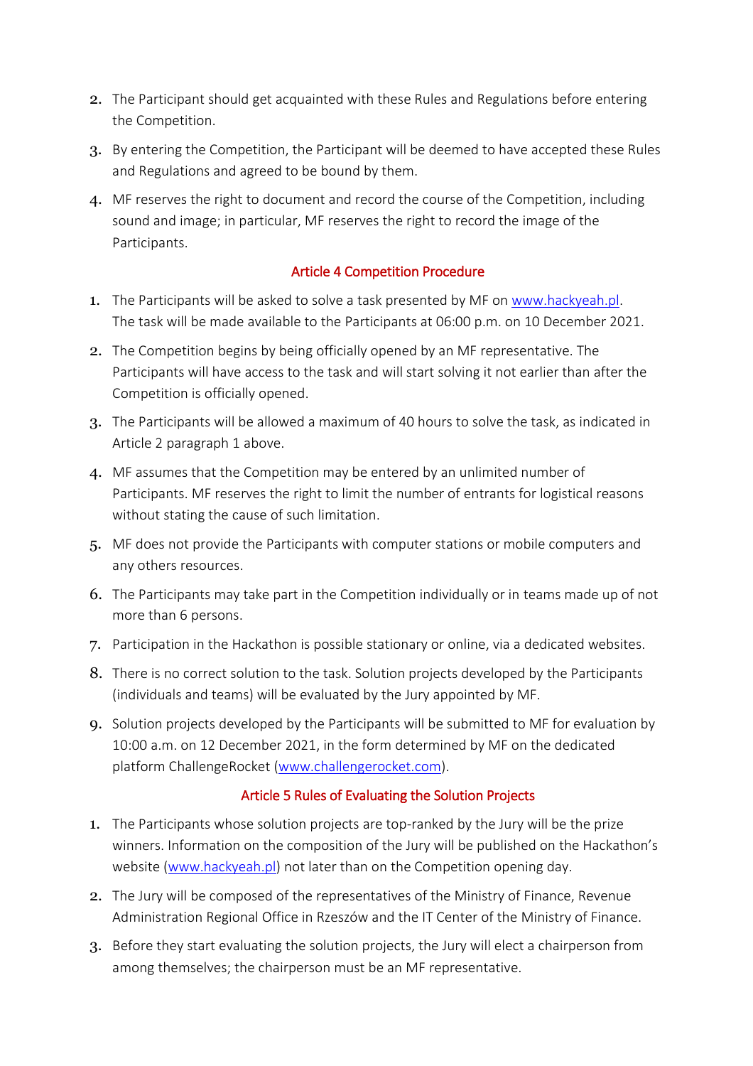2. The Participant should get acquainted with these Rules and Regulations before entering the Competition.
3. By entering the Competition, the Participant will be deemed to have accepted these Rules and Regulations and agreed to be bound by them.
4. MF reserves the right to document and record the course of the Competition, including sound and image; in particular, MF reserves the right to record the image of the Participants.

## Article 4 Competition Procedure

1. The Participants will be asked to solve a task presented by MF on [www.hackyeah.pl](www.hackyeah.pl). The task will be made available to the Participants at 06:00 p.m. on 10 December 2021.
2. The Competition begins by being officially opened by an MF representative. The Participants will have access to the task and will start solving it not earlier than after the Competition is officially opened.
3. The Participants will be allowed a maximum of 40 hours to solve the task, as indicated in Article 2 paragraph 1 above.
4. MF assumes that the Competition may be entered by an unlimited number of Participants. MF reserves the right to limit the number of entrants for logistical reasons without stating the cause of such limitation.
5. MF does not provide the Participants with computer stations or mobile computers and any others resources.
6. The Participants may take part in the Competition individually or in teams made up of not more than 6 persons.
7. Participation in the Hackathon is possible stationary or online, via a dedicated websites.
8. There is no correct solution to the task. Solution projects developed by the Participants (individuals and teams) will be evaluated by the Jury appointed by MF.
9. Solution projects developed by the Participants will be submitted to MF for evaluation by 10:00 a.m. on 12 December 2021, in the form determined by MF on the dedicated platform ChallengeRocket ([www.challengerocket.com](www.challengerocket.com)).

## Article 5 Rules of Evaluating the Solution Projects

1. The Participants whose solution projects are top-ranked by the Jury will be the prize winners. Information on the composition of the Jury will be published on the Hackathon's website ([www.hackyeah.pl](www.hackyeah.pl)) not later than on the Competition opening day.
2. The Jury will be composed of the representatives of the Ministry of Finance, Revenue Administration Regional Office in Rzeszów and the IT Center of the Ministry of Finance.
3. Before they start evaluating the solution projects, the Jury will elect a chairperson from among themselves; the chairperson must be an MF representative.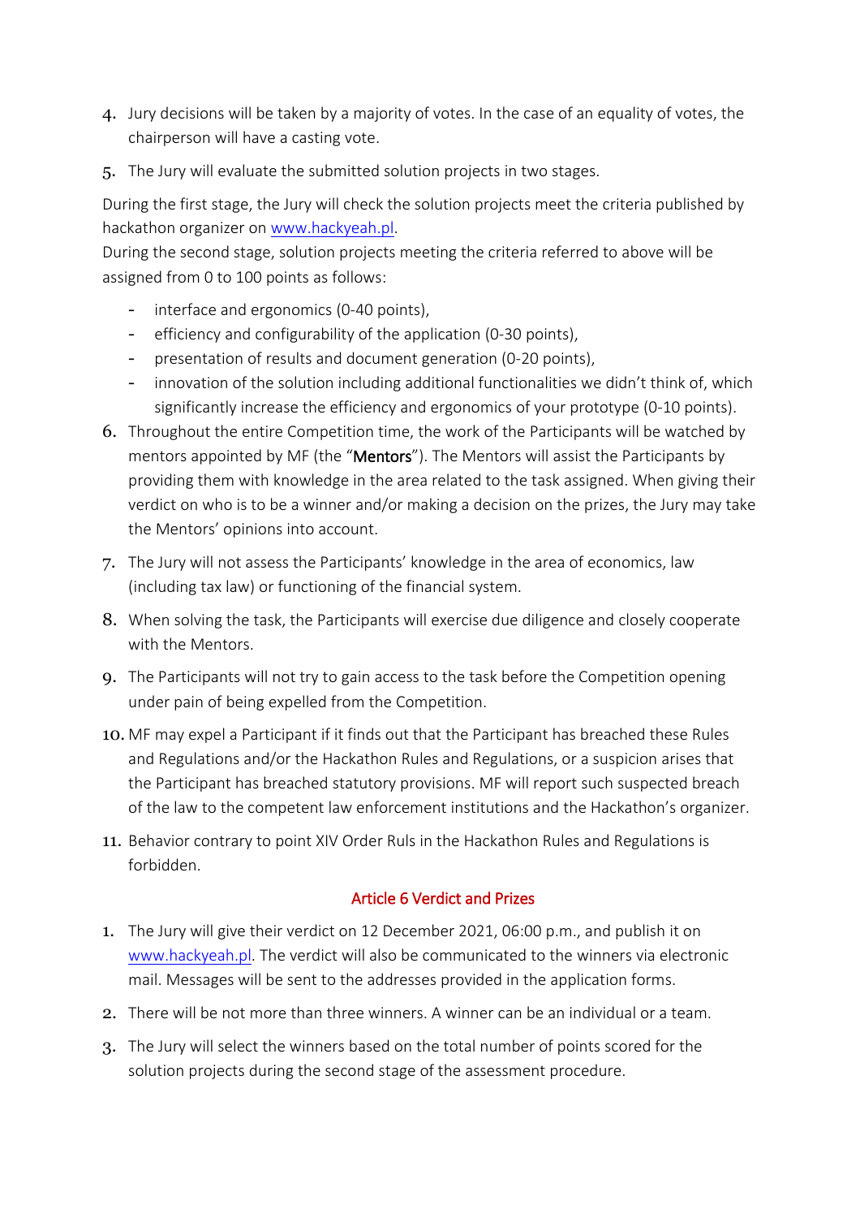4. Jury decisions will be taken by a majority of votes. In the case of an equality of votes, the chairperson will have a casting vote.
5. The Jury will evaluate the submitted solution projects in two stages.

During the first stage, the Jury will check the solution projects meet the criteria published by hackathon organizer on www.hackyeah.pl.
During the second stage, solution projects meeting the criteria referred to above will be assigned from 0 to 100 points as follows:

- interface and ergonomics (0-40 points),
- efficiency and configurability of the application (0-30 points),
- presentation of results and document generation (0-20 points),
- innovation of the solution including additional functionalities we didn't think of, which significantly increase the efficiency and ergonomics of your prototype (0-10 points).

6. Throughout the entire Competition time, the work of the Participants will be watched by mentors appointed by MF (the "**Mentors**"). The Mentors will assist the Participants by providing them with knowledge in the area related to the task assigned. When giving their verdict on who is to be a winner and/or making a decision on the prizes, the Jury may take the Mentors' opinions into account.
7. The Jury will not assess the Participants' knowledge in the area of economics, law (including tax law) or functioning of the financial system.
8. When solving the task, the Participants will exercise due diligence and closely cooperate with the Mentors.
9. The Participants will not try to gain access to the task before the Competition opening under pain of being expelled from the Competition.
10. MF may expel a Participant if it finds out that the Participant has breached these Rules and Regulations and/or the Hackathon Rules and Regulations, or a suspicion arises that the Participant has breached statutory provisions. MF will report such suspected breach of the law to the competent law enforcement institutions and the Hackathon's organizer.
11. Behavior contrary to point XIV Order Ruls in the Hackathon Rules and Regulations is forbidden.

## Article 6 Verdict and Prizes

1. The Jury will give their verdict on 12 December 2021, 06:00 p.m., and publish it on www.hackyeah.pl. The verdict will also be communicated to the winners via electronic mail. Messages will be sent to the addresses provided in the application forms.
2. There will be not more than three winners. A winner can be an individual or a team.
3. The Jury will select the winners based on the total number of points scored for the solution projects during the second stage of the assessment procedure.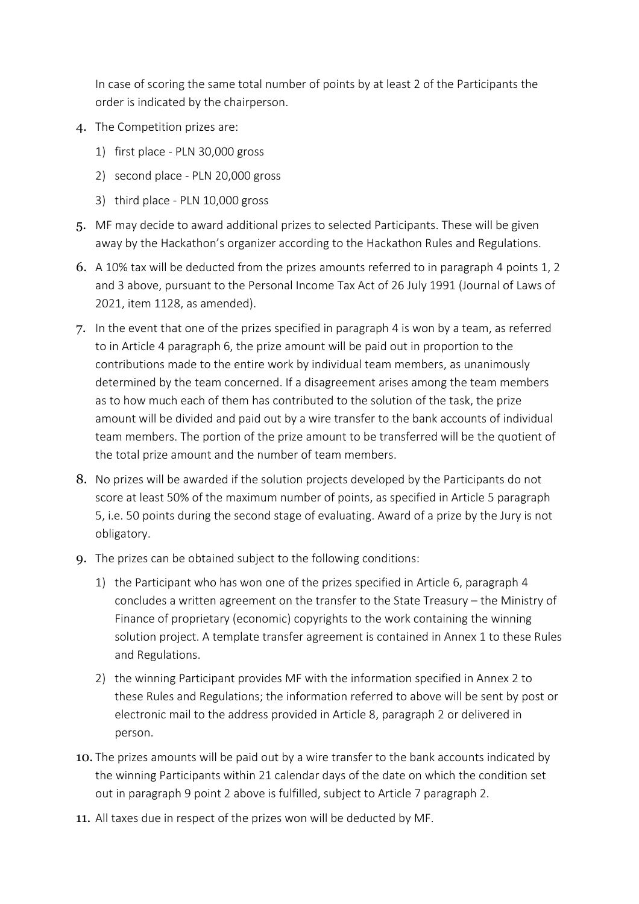In case of scoring the same total number of points by at least 2 of the Participants the order is indicated by the chairperson.

4. The Competition prizes are:
   1) first place - PLN 30,000 gross
   2) second place - PLN 20,000 gross
   3) third place - PLN 10,000 gross
5. MF may decide to award additional prizes to selected Participants. These will be given away by the Hackathon's organizer according to the Hackathon Rules and Regulations.
6. A 10% tax will be deducted from the prizes amounts referred to in paragraph 4 points 1, 2 and 3 above, pursuant to the Personal Income Tax Act of 26 July 1991 (Journal of Laws of 2021, item 1128, as amended).
7. In the event that one of the prizes specified in paragraph 4 is won by a team, as referred to in Article 4 paragraph 6, the prize amount will be paid out in proportion to the contributions made to the entire work by individual team members, as unanimously determined by the team concerned. If a disagreement arises among the team members as to how much each of them has contributed to the solution of the task, the prize amount will be divided and paid out by a wire transfer to the bank accounts of individual team members. The portion of the prize amount to be transferred will be the quotient of the total prize amount and the number of team members.
8. No prizes will be awarded if the solution projects developed by the Participants do not score at least 50% of the maximum number of points, as specified in Article 5 paragraph 5, i.e. 50 points during the second stage of evaluating. Award of a prize by the Jury is not obligatory.
9. The prizes can be obtained subject to the following conditions:
   1) the Participant who has won one of the prizes specified in Article 6, paragraph 4 concludes a written agreement on the transfer to the State Treasury – the Ministry of Finance of proprietary (economic) copyrights to the work containing the winning solution project. A template transfer agreement is contained in Annex 1 to these Rules and Regulations.
   2) the winning Participant provides MF with the information specified in Annex 2 to these Rules and Regulations; the information referred to above will be sent by post or electronic mail to the address provided in Article 8, paragraph 2 or delivered in person.
10. The prizes amounts will be paid out by a wire transfer to the bank accounts indicated by the winning Participants within 21 calendar days of the date on which the condition set out in paragraph 9 point 2 above is fulfilled, subject to Article 7 paragraph 2.
11. All taxes due in respect of the prizes won will be deducted by MF.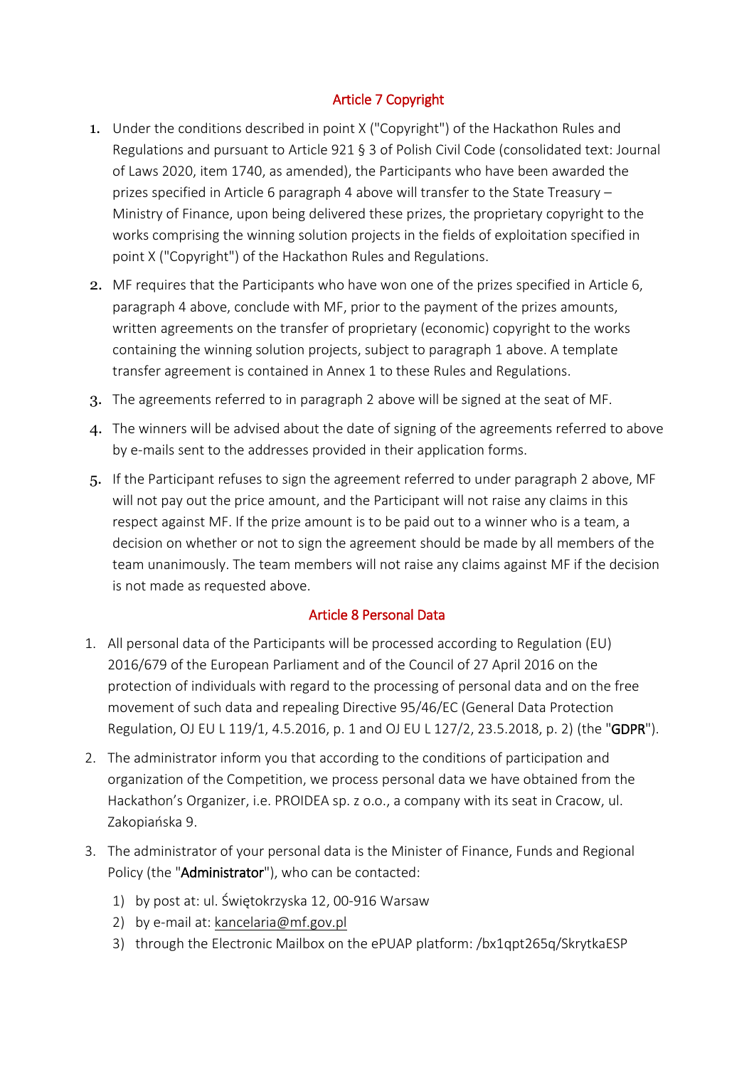## Article 7 Copyright

1. Under the conditions described in point X ("Copyright") of the Hackathon Rules and Regulations and pursuant to Article 921 § 3 of Polish Civil Code (consolidated text: Journal of Laws 2020, item 1740, as amended), the Participants who have been awarded the prizes specified in Article 6 paragraph 4 above will transfer to the State Treasury – Ministry of Finance, upon being delivered these prizes, the proprietary copyright to the works comprising the winning solution projects in the fields of exploitation specified in point X ("Copyright") of the Hackathon Rules and Regulations.
2. MF requires that the Participants who have won one of the prizes specified in Article 6, paragraph 4 above, conclude with MF, prior to the payment of the prizes amounts, written agreements on the transfer of proprietary (economic) copyright to the works containing the winning solution projects, subject to paragraph 1 above. A template transfer agreement is contained in Annex 1 to these Rules and Regulations.
3. The agreements referred to in paragraph 2 above will be signed at the seat of MF.
4. The winners will be advised about the date of signing of the agreements referred to above by e-mails sent to the addresses provided in their application forms.
5. If the Participant refuses to sign the agreement referred to under paragraph 2 above, MF will not pay out the price amount, and the Participant will not raise any claims in this respect against MF. If the prize amount is to be paid out to a winner who is a team, a decision on whether or not to sign the agreement should be made by all members of the team unanimously. The team members will not raise any claims against MF if the decision is not made as requested above.

## Article 8 Personal Data

1. All personal data of the Participants will be processed according to Regulation (EU) 2016/679 of the European Parliament and of the Council of 27 April 2016 on the protection of individuals with regard to the processing of personal data and on the free movement of such data and repealing Directive 95/46/EC (General Data Protection Regulation, OJ EU L 119/1, 4.5.2016, p. 1 and OJ EU L 127/2, 23.5.2018, p. 2) (the "**GDPR**").
2. The administrator inform you that according to the conditions of participation and organization of the Competition, we process personal data we have obtained from the Hackathon's Organizer, i.e. PROIDEA sp. z o.o., a company with its seat in Cracow, ul. Zakopiańska 9.
3. The administrator of your personal data is the Minister of Finance, Funds and Regional Policy (the "**Administrator**"), who can be contacted:
   1) by post at: ul. Świętokrzyska 12, 00-916 Warsaw
   2) by e-mail at: kancelaria@mf.gov.pl
   3) through the Electronic Mailbox on the ePUAP platform: /bx1qpt265q/SkrytkaESP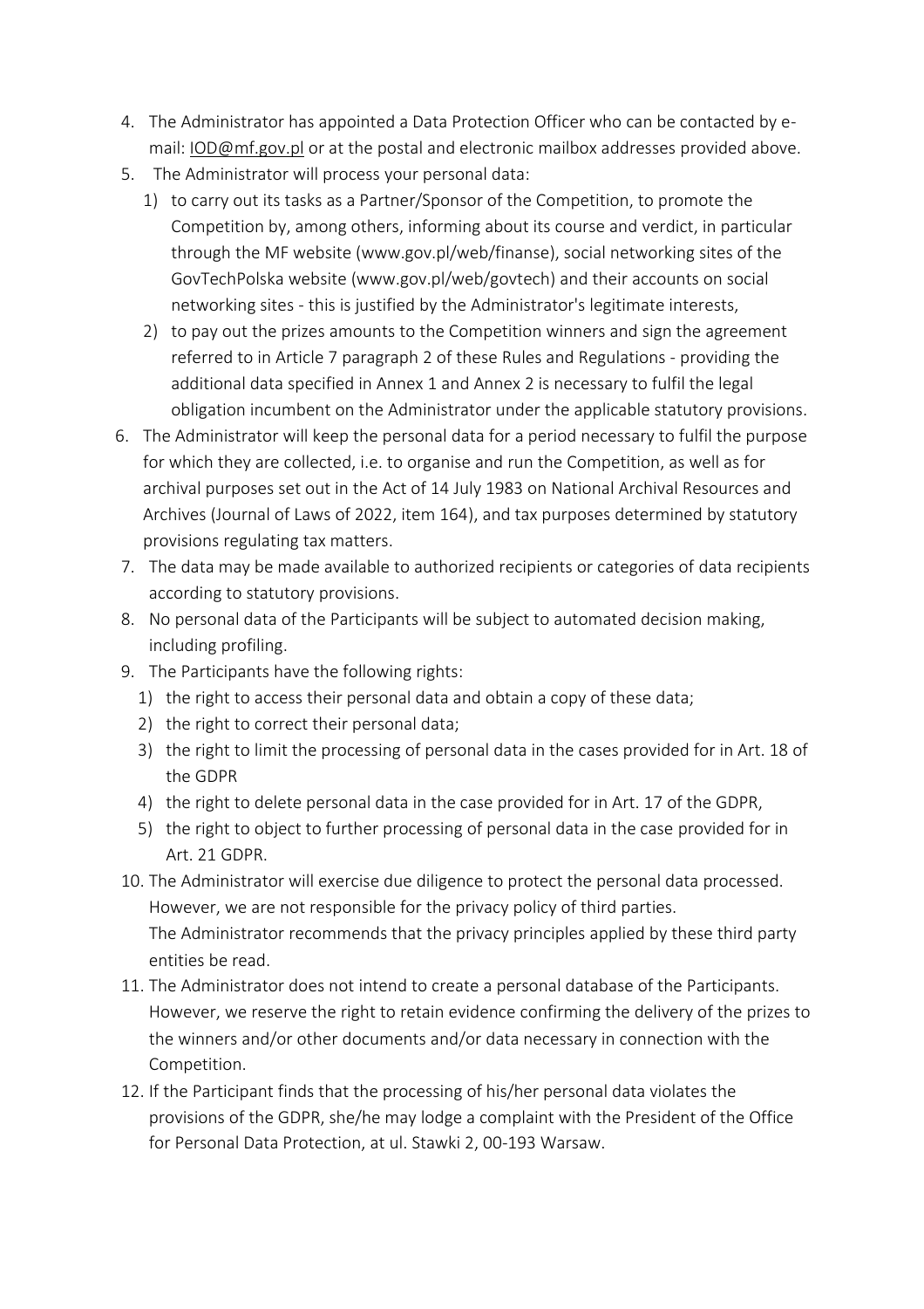4. The Administrator has appointed a Data Protection Officer who can be contacted by e-mail: IOD@mf.gov.pl or at the postal and electronic mailbox addresses provided above.
5. The Administrator will process your personal data:
   1) to carry out its tasks as a Partner/Sponsor of the Competition, to promote the Competition by, among others, informing about its course and verdict, in particular through the MF website (www.gov.pl/web/finanse), social networking sites of the GovTechPolska website (www.gov.pl/web/govtech) and their accounts on social networking sites - this is justified by the Administrator's legitimate interests,
   2) to pay out the prizes amounts to the Competition winners and sign the agreement referred to in Article 7 paragraph 2 of these Rules and Regulations - providing the additional data specified in Annex 1 and Annex 2 is necessary to fulfil the legal obligation incumbent on the Administrator under the applicable statutory provisions.
6. The Administrator will keep the personal data for a period necessary to fulfil the purpose for which they are collected, i.e. to organise and run the Competition, as well as for archival purposes set out in the Act of 14 July 1983 on National Archival Resources and Archives (Journal of Laws of 2022, item 164), and tax purposes determined by statutory provisions regulating tax matters.
7. The data may be made available to authorized recipients or categories of data recipients according to statutory provisions.
8. No personal data of the Participants will be subject to automated decision making, including profiling.
9. The Participants have the following rights:
   1) the right to access their personal data and obtain a copy of these data;
   2) the right to correct their personal data;
   3) the right to limit the processing of personal data in the cases provided for in Art. 18 of the GDPR
   4) the right to delete personal data in the case provided for in Art. 17 of the GDPR,
   5) the right to object to further processing of personal data in the case provided for in Art. 21 GDPR.
10. The Administrator will exercise due diligence to protect the personal data processed. However, we are not responsible for the privacy policy of third parties. The Administrator recommends that the privacy principles applied by these third party entities be read.
11. The Administrator does not intend to create a personal database of the Participants. However, we reserve the right to retain evidence confirming the delivery of the prizes to the winners and/or other documents and/or data necessary in connection with the Competition.
12. If the Participant finds that the processing of his/her personal data violates the provisions of the GDPR, she/he may lodge a complaint with the President of the Office for Personal Data Protection, at ul. Stawki 2, 00-193 Warsaw.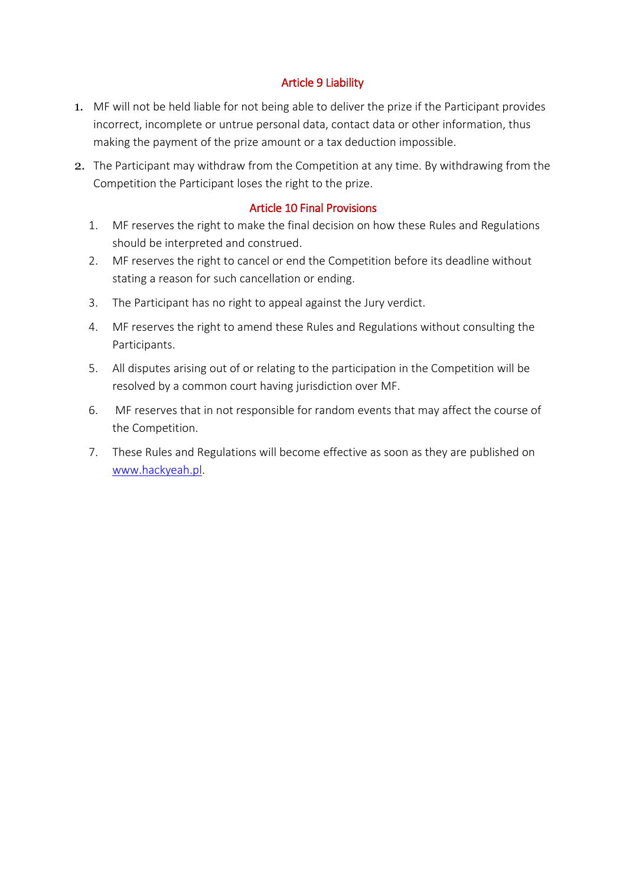## Article 9 Liability

1. MF will not be held liable for not being able to deliver the prize if the Participant provides incorrect, incomplete or untrue personal data, contact data or other information, thus making the payment of the prize amount or a tax deduction impossible.
2. The Participant may withdraw from the Competition at any time. By withdrawing from the Competition the Participant loses the right to the prize.

## Article 10 Final Provisions

1. MF reserves the right to make the final decision on how these Rules and Regulations should be interpreted and construed.
2. MF reserves the right to cancel or end the Competition before its deadline without stating a reason for such cancellation or ending.
3. The Participant has no right to appeal against the Jury verdict.
4. MF reserves the right to amend these Rules and Regulations without consulting the Participants.
5. All disputes arising out of or relating to the participation in the Competition will be resolved by a common court having jurisdiction over MF.
6. MF reserves that in not responsible for random events that may affect the course of the Competition.
7. These Rules and Regulations will become effective as soon as they are published on [www.hackyeah.pl](http://www.hackyeah.pl).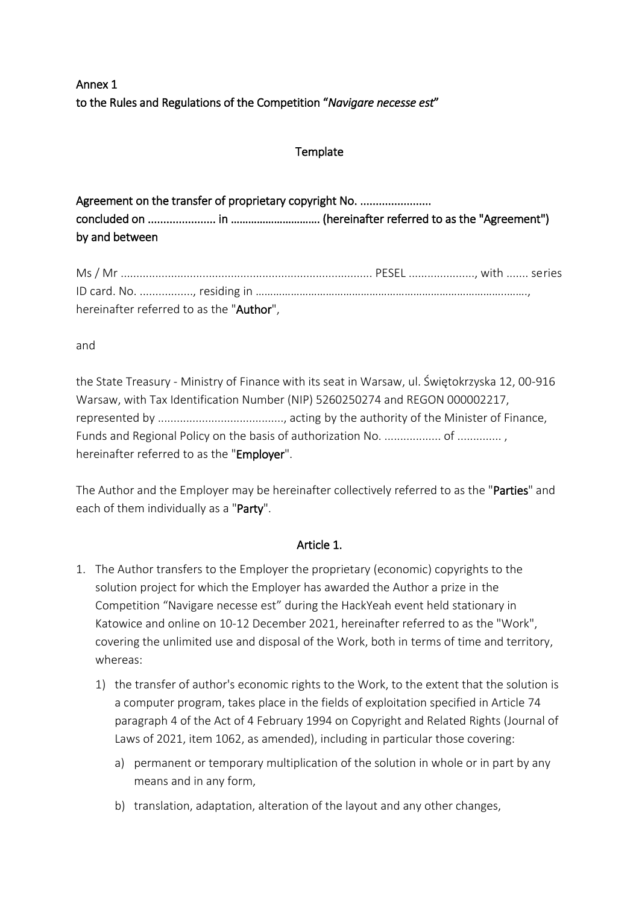Annex 1
to the Rules and Regulations of the Competition "*Navigare necesse est*"

Template

Agreement on the transfer of proprietary copyright No. .......................
concluded on ..................... in .............................. (hereinafter referred to as the "Agreement")
by and between

Ms / Mr ................................................................................ PESEL ...................., with ....... series ID card. No. ................., residing in …………………………………………………………………………………….,
hereinafter referred to as the "**Author**",

and

the State Treasury - Ministry of Finance with its seat in Warsaw, ul. Świętokrzyska 12, 00-916 Warsaw, with Tax Identification Number (NIP) 5260250274 and REGON 000002217, represented by ........................................, acting by the authority of the Minister of Finance, Funds and Regional Policy on the basis of authorization No. .................. of ............. ,
hereinafter referred to as the "**Employer**".

The Author and the Employer may be hereinafter collectively referred to as the "**Parties**" and each of them individually as a "**Party**".

## Article 1.

1. The Author transfers to the Employer the proprietary (economic) copyrights to the solution project for which the Employer has awarded the Author a prize in the Competition "Navigare necesse est" during the HackYeah event held stationary in Katowice and online on 10-12 December 2021, hereinafter referred to as the "Work", covering the unlimited use and disposal of the Work, both in terms of time and territory, whereas:
   1) the transfer of author's economic rights to the Work, to the extent that the solution is a computer program, takes place in the fields of exploitation specified in Article 74 paragraph 4 of the Act of 4 February 1994 on Copyright and Related Rights (Journal of Laws of 2021, item 1062, as amended), including in particular those covering:
      a) permanent or temporary multiplication of the solution in whole or in part by any means and in any form,
      b) translation, adaptation, alteration of the layout and any other changes,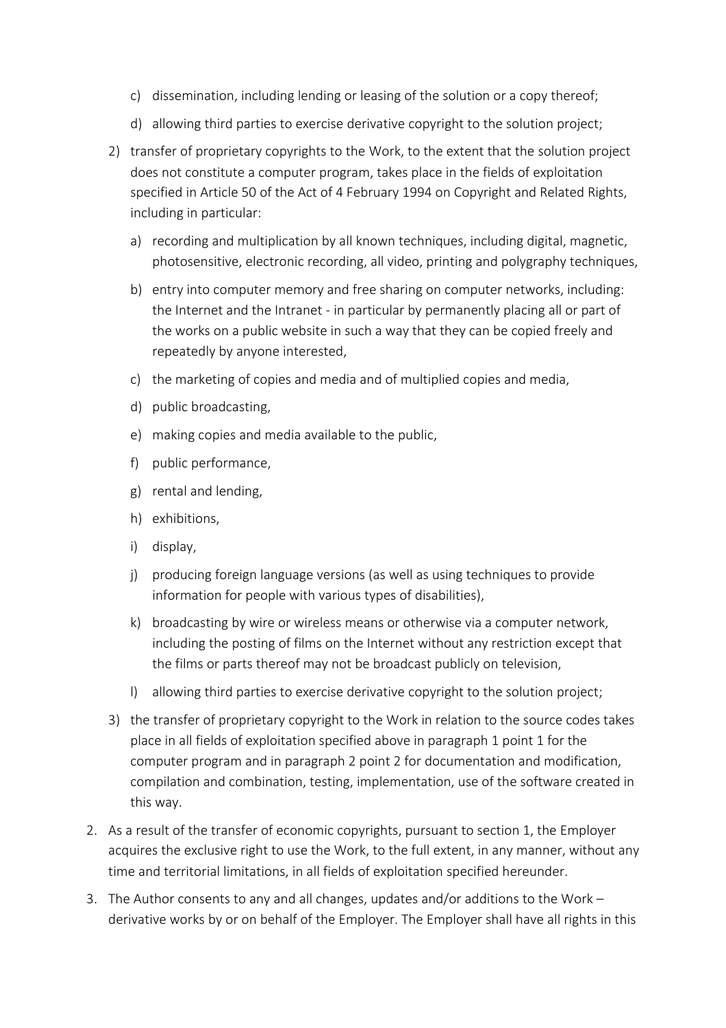c) dissemination, including lending or leasing of the solution or a copy thereof;
   d) allowing third parties to exercise derivative copyright to the solution project;

2) transfer of proprietary copyrights to the Work, to the extent that the solution project does not constitute a computer program, takes place in the fields of exploitation specified in Article 50 of the Act of 4 February 1994 on Copyright and Related Rights, including in particular:
   a) recording and multiplication by all known techniques, including digital, magnetic, photosensitive, electronic recording, all video, printing and polygraphy techniques,
   b) entry into computer memory and free sharing on computer networks, including: the Internet and the Intranet - in particular by permanently placing all or part of the works on a public website in such a way that they can be copied freely and repeatedly by anyone interested,
   c) the marketing of copies and media and of multiplied copies and media,
   d) public broadcasting,
   e) making copies and media available to the public,
   f) public performance,
   g) rental and lending,
   h) exhibitions,
   i) display,
   j) producing foreign language versions (as well as using techniques to provide information for people with various types of disabilities),
   k) broadcasting by wire or wireless means or otherwise via a computer network, including the posting of films on the Internet without any restriction except that the films or parts thereof may not be broadcast publicly on television,
   l) allowing third parties to exercise derivative copyright to the solution project;

3) the transfer of proprietary copyright to the Work in relation to the source codes takes place in all fields of exploitation specified above in paragraph 1 point 1 for the computer program and in paragraph 2 point 2 for documentation and modification, compilation and combination, testing, implementation, use of the software created in this way.

2. As a result of the transfer of economic copyrights, pursuant to section 1, the Employer acquires the exclusive right to use the Work, to the full extent, in any manner, without any time and territorial limitations, in all fields of exploitation specified hereunder.
3. The Author consents to any and all changes, updates and/or additions to the Work – derivative works by or on behalf of the Employer. The Employer shall have all rights in this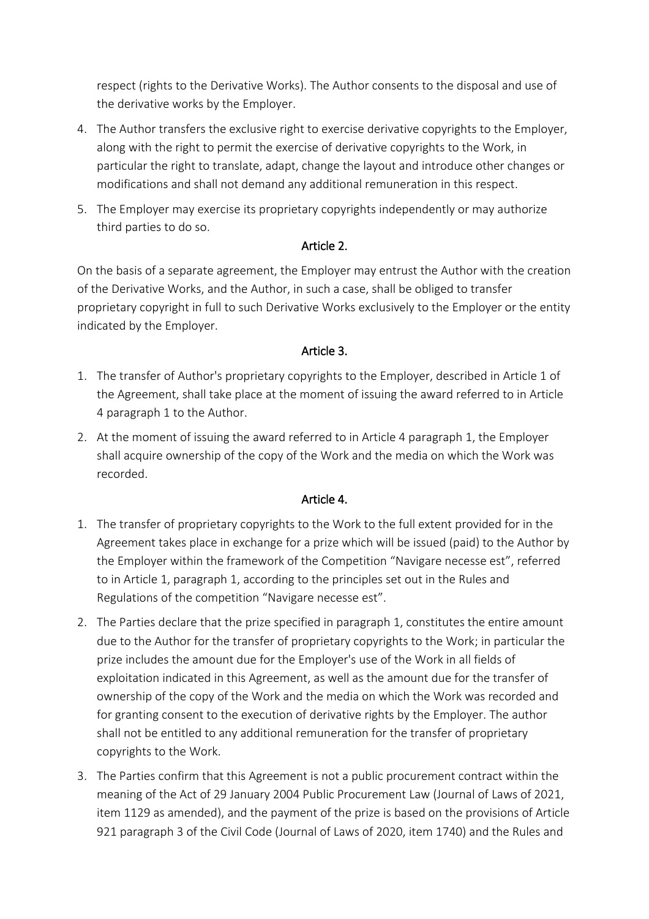respect (rights to the Derivative Works). The Author consents to the disposal and use of the derivative works by the Employer.

4. The Author transfers the exclusive right to exercise derivative copyrights to the Employer, along with the right to permit the exercise of derivative copyrights to the Work, in particular the right to translate, adapt, change the layout and introduce other changes or modifications and shall not demand any additional remuneration in this respect.
5. The Employer may exercise its proprietary copyrights independently or may authorize third parties to do so.

## Article 2.

On the basis of a separate agreement, the Employer may entrust the Author with the creation of the Derivative Works, and the Author, in such a case, shall be obliged to transfer proprietary copyright in full to such Derivative Works exclusively to the Employer or the entity indicated by the Employer.

## Article 3.

1. The transfer of Author's proprietary copyrights to the Employer, described in Article 1 of the Agreement, shall take place at the moment of issuing the award referred to in Article 4 paragraph 1 to the Author.
2. At the moment of issuing the award referred to in Article 4 paragraph 1, the Employer shall acquire ownership of the copy of the Work and the media on which the Work was recorded.

## Article 4.

1. The transfer of proprietary copyrights to the Work to the full extent provided for in the Agreement takes place in exchange for a prize which will be issued (paid) to the Author by the Employer within the framework of the Competition "Navigare necesse est", referred to in Article 1, paragraph 1, according to the principles set out in the Rules and Regulations of the competition "Navigare necesse est".
2. The Parties declare that the prize specified in paragraph 1, constitutes the entire amount due to the Author for the transfer of proprietary copyrights to the Work; in particular the prize includes the amount due for the Employer's use of the Work in all fields of exploitation indicated in this Agreement, as well as the amount due for the transfer of ownership of the copy of the Work and the media on which the Work was recorded and for granting consent to the execution of derivative rights by the Employer. The author shall not be entitled to any additional remuneration for the transfer of proprietary copyrights to the Work.
3. The Parties confirm that this Agreement is not a public procurement contract within the meaning of the Act of 29 January 2004 Public Procurement Law (Journal of Laws of 2021, item 1129 as amended), and the payment of the prize is based on the provisions of Article 921 paragraph 3 of the Civil Code (Journal of Laws of 2020, item 1740) and the Rules and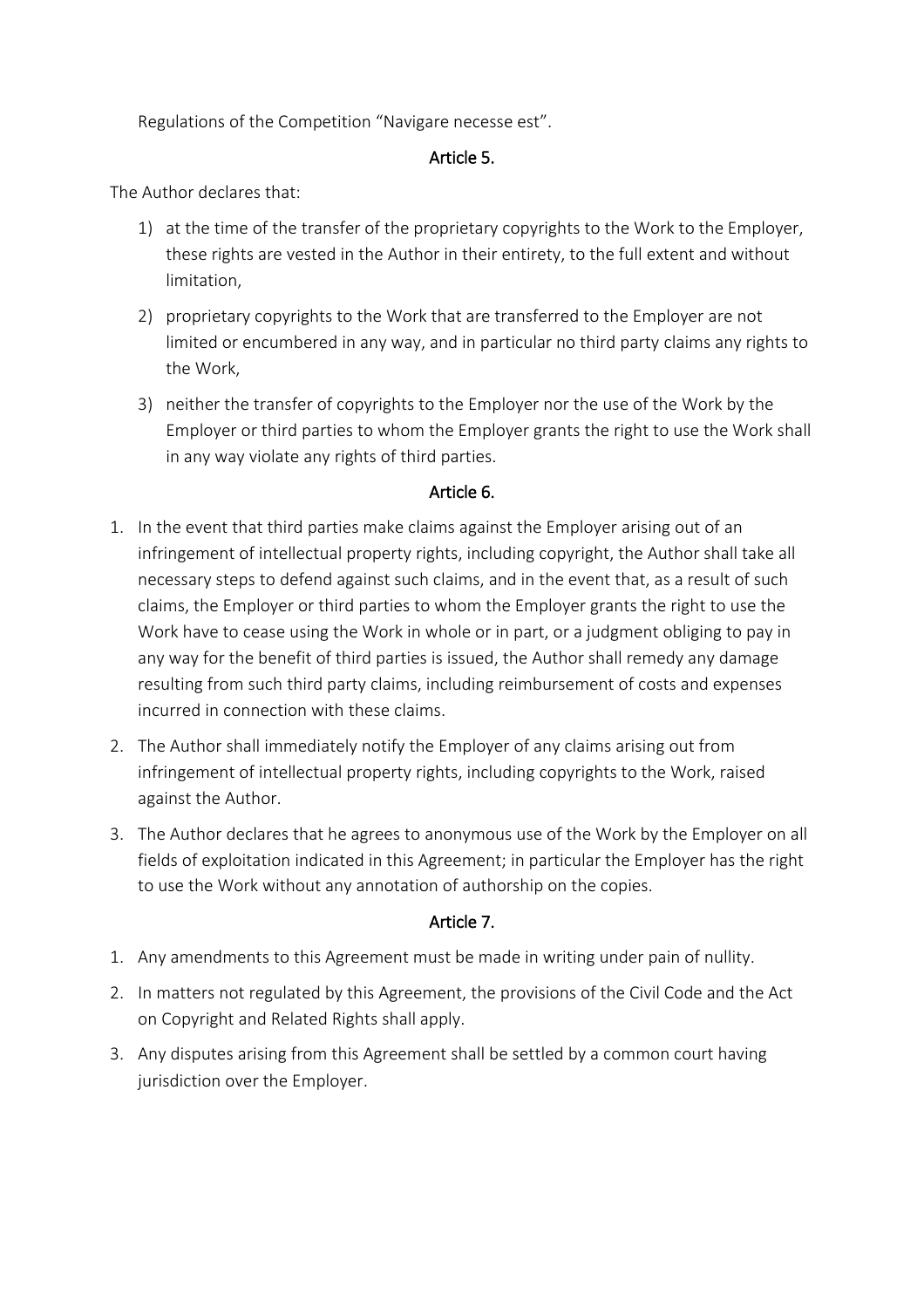Regulations of the Competition "Navigare necesse est".

### Article 5.

The Author declares that:

1) at the time of the transfer of the proprietary copyrights to the Work to the Employer, these rights are vested in the Author in their entirety, to the full extent and without limitation,
2) proprietary copyrights to the Work that are transferred to the Employer are not limited or encumbered in any way, and in particular no third party claims any rights to the Work,
3) neither the transfer of copyrights to the Employer nor the use of the Work by the Employer or third parties to whom the Employer grants the right to use the Work shall in any way violate any rights of third parties.

### Article 6.

1. In the event that third parties make claims against the Employer arising out of an infringement of intellectual property rights, including copyright, the Author shall take all necessary steps to defend against such claims, and in the event that, as a result of such claims, the Employer or third parties to whom the Employer grants the right to use the Work have to cease using the Work in whole or in part, or a judgment obliging to pay in any way for the benefit of third parties is issued, the Author shall remedy any damage resulting from such third party claims, including reimbursement of costs and expenses incurred in connection with these claims.
2. The Author shall immediately notify the Employer of any claims arising out from infringement of intellectual property rights, including copyrights to the Work, raised against the Author.
3. The Author declares that he agrees to anonymous use of the Work by the Employer on all fields of exploitation indicated in this Agreement; in particular the Employer has the right to use the Work without any annotation of authorship on the copies.

### Article 7.

1. Any amendments to this Agreement must be made in writing under pain of nullity.
2. In matters not regulated by this Agreement, the provisions of the Civil Code and the Act on Copyright and Related Rights shall apply.
3. Any disputes arising from this Agreement shall be settled by a common court having jurisdiction over the Employer.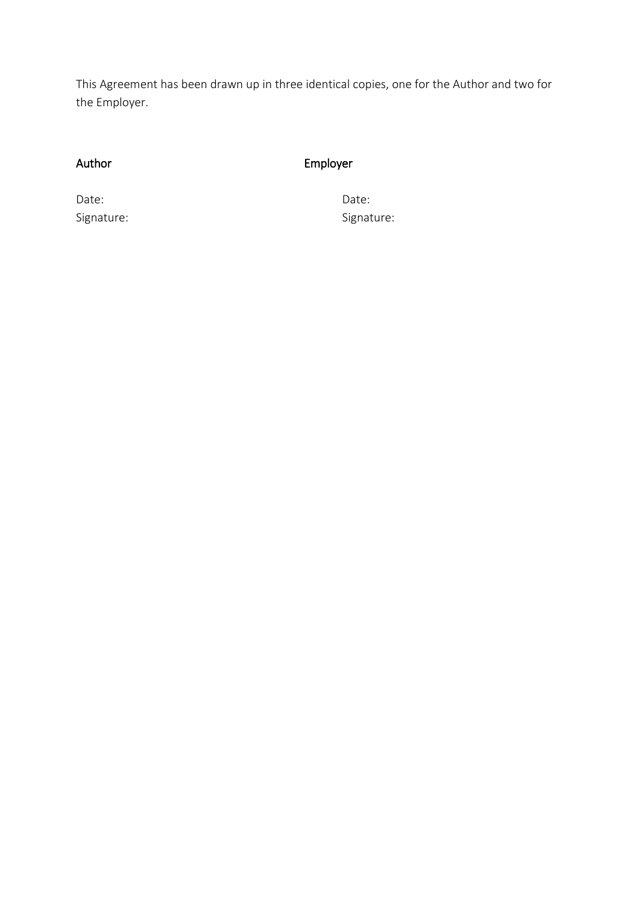This Agreement has been drawn up in three identical copies, one for the Author and two for the Employer.

| Author | Employer |
|---|---|
| Date: | Date: |
| Signature: | Signature: |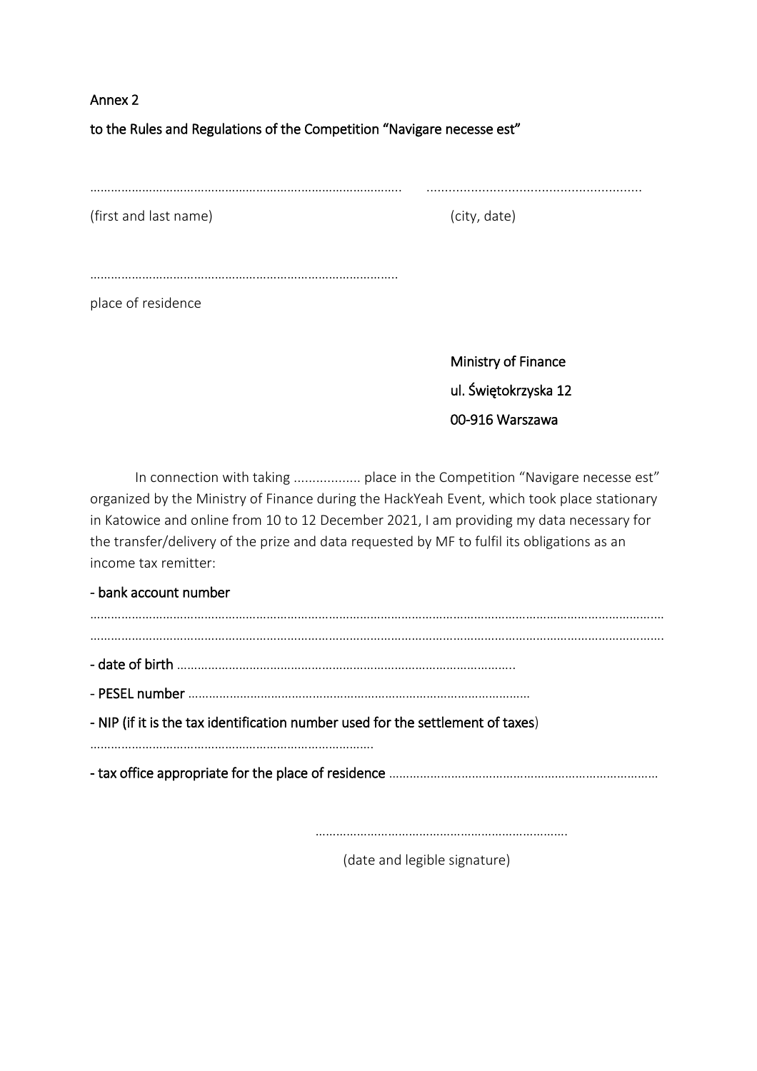Annex 2

to the Rules and Regulations of the Competition "Navigare necesse est"

……………………………………………………………………………… ………………………………………………….

(first and last name) (city, date)

………………………………………………………………………………

place of residence

Ministry of Finance

ul. Świętokrzyska 12

00-916 Warszawa

In connection with taking .................. place in the Competition "Navigare necesse est" organized by the Ministry of Finance during the HackYeah Event, which took place stationary in Katowice and online from 10 to 12 December 2021, I am providing my data necessary for the transfer/delivery of the prize and data requested by MF to fulfil its obligations as an income tax remitter:

- bank account number

………………………………………………………………………………………………………………………………………………

………………………………………………………………………………………………………………………………………………

- date of birth ……………………………………………………………………………………..

- PESEL number ………………………………………………………………………………………

- NIP (if it is the tax identification number used for the settlement of taxes)

……………………………………………………………………….

- tax office appropriate for the place of residence ……………………………………………………………………

……………………………………………………………….

(date and legible signature)